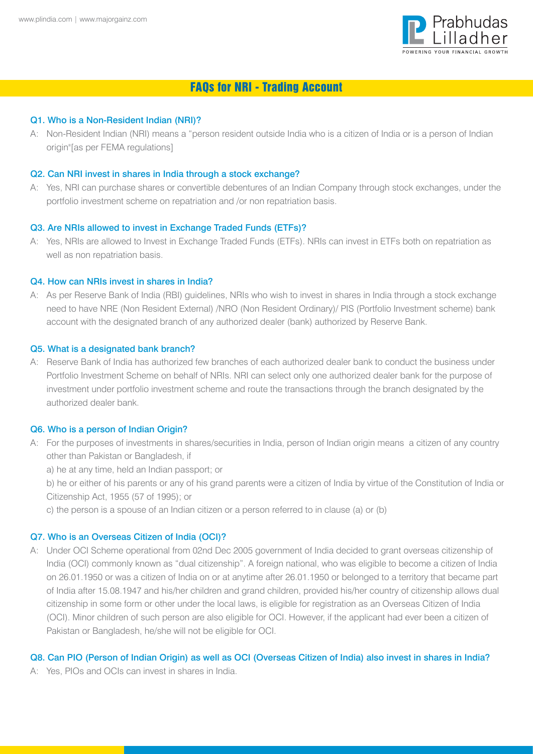# FAQs for NRI - Trading Account

### Q1. Who is a Non-Resident Indian (NRI)?

A: Non-Resident Indian (NRI) means a "person resident outside India who is a citizen of India or is a person of Indian origin"[as per FEMA regulations]

### Q2. Can NRI invest in shares in India through a stock exchange?

A: Yes, NRI can purchase shares or convertible debentures of an Indian Company through stock exchanges, under the portfolio investment scheme on repatriation and /or non repatriation basis.

### Q3. Are NRIs allowed to invest in Exchange Traded Funds (ETFs)?

A: Yes, NRIs are allowed to Invest in Exchange Traded Funds (ETFs). NRIs can invest in ETFs both on repatriation as well as non repatriation basis.

### Q4. How can NRIs invest in shares in India?

A: As per Reserve Bank of India (RBI) guidelines, NRIs who wish to invest in shares in India through a stock exchange need to have NRE (Non Resident External) /NRO (Non Resident Ordinary)/ PIS (Portfolio Investment scheme) bank account with the designated branch of any authorized dealer (bank) authorized by Reserve Bank.

### Q5. What is a designated bank branch?

A: Reserve Bank of India has authorized few branches of each authorized dealer bank to conduct the business under Portfolio Investment Scheme on behalf of NRIs. NRI can select only one authorized dealer bank for the purpose of investment under portfolio investment scheme and route the transactions through the branch designated by the authorized dealer bank.

### Q6. Who is a person of Indian Origin?

A: For the purposes of investments in shares/securities in India, person of Indian origin means a citizen of any country other than Pakistan or Bangladesh, if

a) he at any time, held an Indian passport; or

b) he or either of his parents or any of his grand parents were a citizen of India by virtue of the Constitution of India or Citizenship Act, 1955 (57 of 1995); or

c) the person is a spouse of an Indian citizen or a person referred to in clause (a) or (b)

### Q7. Who is an Overseas Citizen of India (OCI)?

A: Under OCI Scheme operational from 02nd Dec 2005 government of India decided to grant overseas citizenship of India (OCI) commonly known as "dual citizenship". A foreign national, who was eligible to become a citizen of India on 26.01.1950 or was a citizen of India on or at anytime after 26.01.1950 or belonged to a territory that became part of India after 15.08.1947 and his/her children and grand children, provided his/her country of citizenship allows dual citizenship in some form or other under the local laws, is eligible for registration as an Overseas Citizen of India (OCI). Minor children of such person are also eligible for OCI. However, if the applicant had ever been a citizen of Pakistan or Bangladesh, he/she will not be eligible for OCI.

### Q8. Can PIO (Person of Indian Origin) as well as OCI (Overseas Citizen of India) also invest in shares in India?

A: Yes, PIOs and OCIs can invest in shares in India.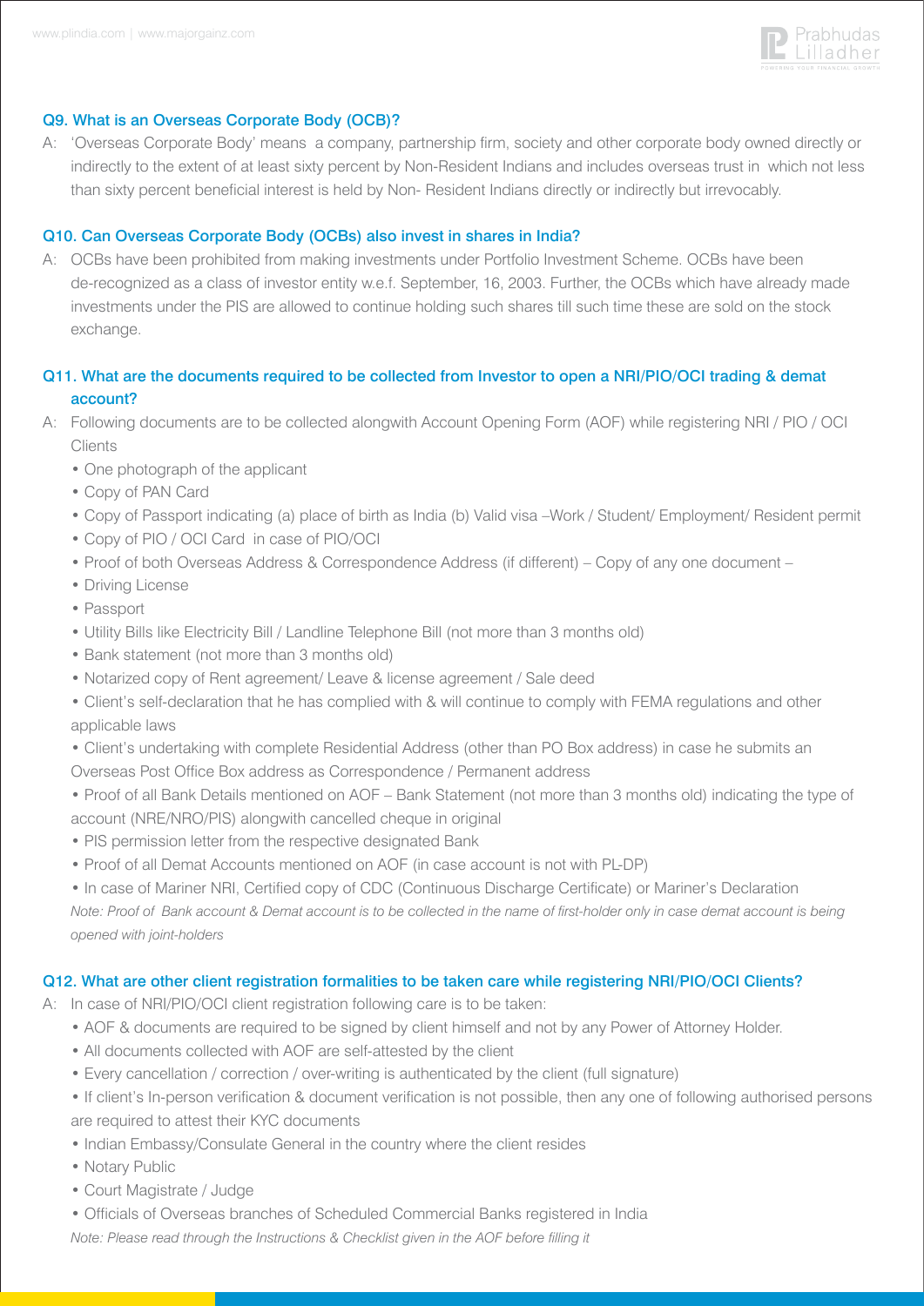### Q9. What is an Overseas Corporate Body (OCB)?

A: 'Overseas Corporate Body' means a company, partnership firm, society and other corporate body owned directly or indirectly to the extent of at least sixty percent by Non-Resident Indians and includes overseas trust in which not less than sixty percent beneficial interest is held by Non- Resident Indians directly or indirectly but irrevocably.

### Q10. Can Overseas Corporate Body (OCBs) also invest in shares in India?

A: OCBs have been prohibited from making investments under Portfolio Investment Scheme. OCBs have been de-recognized as a class of investor entity w.e.f. September, 16, 2003. Further, the OCBs which have already made investments under the PIS are allowed to continue holding such shares till such time these are sold on the stock exchange.

### Q11. What are the documents required to be collected from Investor to open a NRI/PIO/OCI trading & demat account?

A: Following documents are to be collected alongwith Account Opening Form (AOF) while registering NRI / PIO / OCI Clients

- One photograph of the applicant
- Copy of PAN Card
- Copy of Passport indicating (a) place of birth as India (b) Valid visa –Work / Student/ Employment/ Resident permit
- Copy of PIO / OCI Card in case of PIO/OCI
- Proof of both Overseas Address & Correspondence Address (if different) – Copy of any one document –
- Driving License
- Passport
- Utility Bills like Electricity Bill / Landline Telephone Bill (not more than 3 months old)
- Bank statement (not more than 3 months old)
- Notarized copy of Rent agreement/ Leave & license agreement / Sale deed
- Client's self-declaration that he has complied with & will continue to comply with FEMA regulations and other applicable laws
- Client's undertaking with complete Residential Address (other than PO Box address) in case he submits an Overseas Post Office Box address as Correspondence / Permanent address
- Proof of all Bank Details mentioned on AOF – Bank Statement (not more than 3 months old) indicating the type of account (NRE/NRO/PIS) alongwith cancelled cheque in original
- PIS permission letter from the respective designated Bank
- Proof of all Demat Accounts mentioned on AOF (in case account is not with PL-DP)
- In case of Mariner NRI, Certified copy of CDC (Continuous Discharge Certificate) or Mariner's Declaration

*Note: Proof of Bank account & Demat account is to be collected in the name of first-holder only in case demat account is being opened with joint-holders*

### Q12. What are other client registration formalities to be taken care while registering NRI/PIO/OCI Clients?

A: In case of NRI/PIO/OCI client registration following care is to be taken:

- AOF & documents are required to be signed by client himself and not by any Power of Attorney Holder.
- All documents collected with AOF are self-attested by the client
- Every cancellation / correction / over-writing is authenticated by the client (full signature)
- If client's In-person verification & document verification is not possible, then any one of following authorised persons are required to attest their KYC documents
- Indian Embassy/Consulate General in the country where the client resides
- Notary Public
- Court Magistrate / Judge
- Officials of Overseas branches of Scheduled Commercial Banks registered in India

*Note: Please read through the Instructions & Checklist given in the AOF before filling it*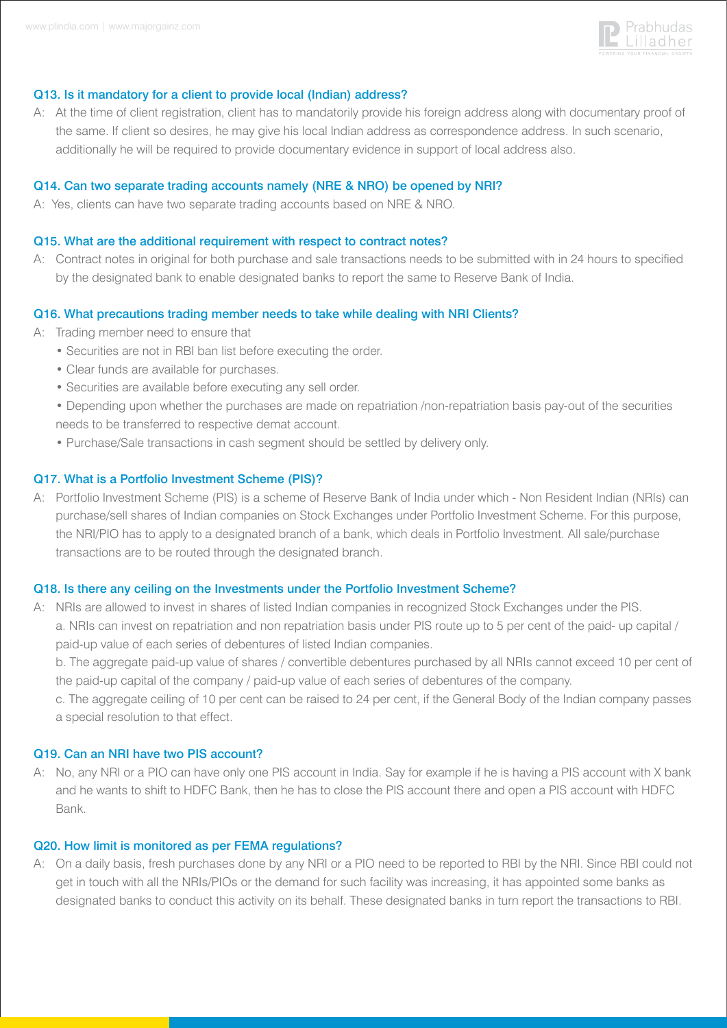### Q13. Is it mandatory for a client to provide local (Indian) address?

A: At the time of client registration, client has to mandatorily provide his foreign address along with documentary proof of the same. If client so desires, he may give his local Indian address as correspondence address. In such scenario, additionally he will be required to provide documentary evidence in support of local address also.

### Q14. Can two separate trading accounts namely (NRE & NRO) be opened by NRI?

A: Yes, clients can have two separate trading accounts based on NRE & NRO.

### Q15. What are the additional requirement with respect to contract notes?

A: Contract notes in original for both purchase and sale transactions needs to be submitted with in 24 hours to specified by the designated bank to enable designated banks to report the same to Reserve Bank of India.

### Q16. What precautions trading member needs to take while dealing with NRI Clients?

A: Trading member need to ensure that

- Securities are not in RBI ban list before executing the order.
- Clear funds are available for purchases.
- Securities are available before executing any sell order.
- Depending upon whether the purchases are made on repatriation /non-repatriation basis pay-out of the securities needs to be transferred to respective demat account.
- Purchase/Sale transactions in cash segment should be settled by delivery only.

### Q17. What is a Portfolio Investment Scheme (PIS)?

A: Portfolio Investment Scheme (PIS) is a scheme of Reserve Bank of India under which - Non Resident Indian (NRIs) can purchase/sell shares of Indian companies on Stock Exchanges under Portfolio Investment Scheme. For this purpose, the NRI/PIO has to apply to a designated branch of a bank, which deals in Portfolio Investment. All sale/purchase transactions are to be routed through the designated branch.

### Q18. Is there any ceiling on the Investments under the Portfolio Investment Scheme?

A: NRIs are allowed to invest in shares of listed Indian companies in recognized Stock Exchanges under the PIS.

a. NRIs can invest on repatriation and non repatriation basis under PIS route up to 5 per cent of the paid- up capital / paid-up value of each series of debentures of listed Indian companies.

b. The aggregate paid-up value of shares / convertible debentures purchased by all NRIs cannot exceed 10 per cent of the paid-up capital of the company / paid-up value of each series of debentures of the company.

c. The aggregate ceiling of 10 per cent can be raised to 24 per cent, if the General Body of the Indian company passes a special resolution to that effect.

### Q19. Can an NRI have two PIS account?

A: No, any NRI or a PIO can have only one PIS account in India. Say for example if he is having a PIS account with X bank and he wants to shift to HDFC Bank, then he has to close the PIS account there and open a PIS account with HDFC Bank.

### Q20. How limit is monitored as per FEMA regulations?

A: On a daily basis, fresh purchases done by any NRI or a PIO need to be reported to RBI by the NRI. Since RBI could not get in touch with all the NRIs/PIOs or the demand for such facility was increasing, it has appointed some banks as designated banks to conduct this activity on its behalf. These designated banks in turn report the transactions to RBI.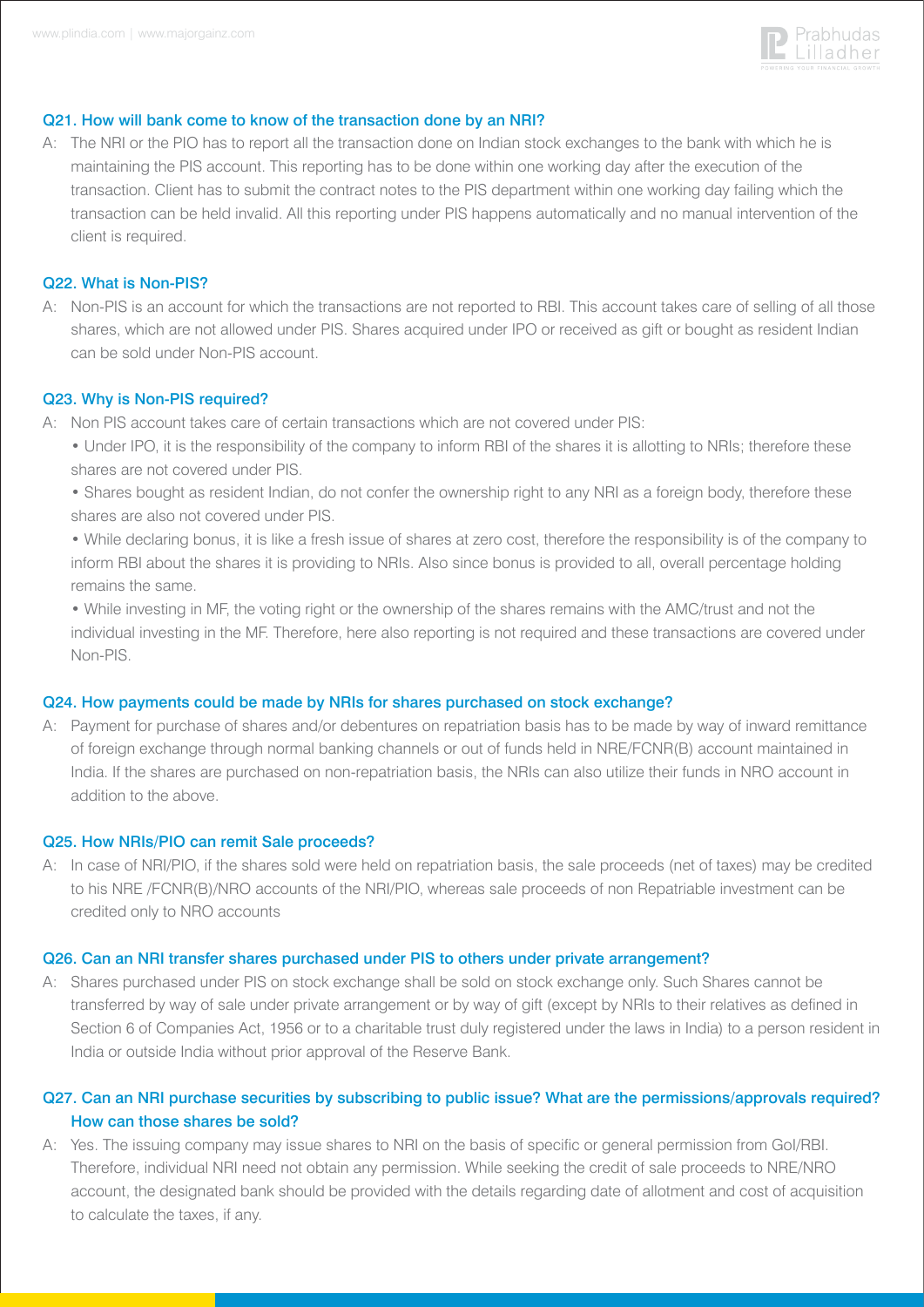### Q21. How will bank come to know of the transaction done by an NRI?

A: The NRI or the PIO has to report all the transaction done on Indian stock exchanges to the bank with which he is maintaining the PIS account. This reporting has to be done within one working day after the execution of the transaction. Client has to submit the contract notes to the PIS department within one working day failing which the transaction can be held invalid. All this reporting under PIS happens automatically and no manual intervention of the client is required.

### Q22. What is Non-PIS?

A: Non-PIS is an account for which the transactions are not reported to RBI. This account takes care of selling of all those shares, which are not allowed under PIS. Shares acquired under IPO or received as gift or bought as resident Indian can be sold under Non-PIS account.

### Q23. Why is Non-PIS required?

A: Non PIS account takes care of certain transactions which are not covered under PIS:

- Under IPO, it is the responsibility of the company to inform RBI of the shares it is allotting to NRIs; therefore these shares are not covered under PIS.
- Shares bought as resident Indian, do not confer the ownership right to any NRI as a foreign body, therefore these shares are also not covered under PIS.
- While declaring bonus, it is like a fresh issue of shares at zero cost, therefore the responsibility is of the company to inform RBI about the shares it is providing to NRIs. Also since bonus is provided to all, overall percentage holding remains the same.
- While investing in MF, the voting right or the ownership of the shares remains with the AMC/trust and not the individual investing in the MF. Therefore, here also reporting is not required and these transactions are covered under Non-PIS.

### Q24. How payments could be made by NRIs for shares purchased on stock exchange?

A: Payment for purchase of shares and/or debentures on repatriation basis has to be made by way of inward remittance of foreign exchange through normal banking channels or out of funds held in NRE/FCNR(B) account maintained in India. If the shares are purchased on non-repatriation basis, the NRIs can also utilize their funds in NRO account in addition to the above.

### Q25. How NRIs/PIO can remit Sale proceeds?

A: In case of NRI/PIO, if the shares sold were held on repatriation basis, the sale proceeds (net of taxes) may be credited to his NRE /FCNR(B)/NRO accounts of the NRI/PIO, whereas sale proceeds of non Repatriable investment can be credited only to NRO accounts

### Q26. Can an NRI transfer shares purchased under PIS to others under private arrangement?

A: Shares purchased under PIS on stock exchange shall be sold on stock exchange only. Such Shares cannot be transferred by way of sale under private arrangement or by way of gift (except by NRIs to their relatives as defined in Section 6 of Companies Act, 1956 or to a charitable trust duly registered under the laws in India) to a person resident in India or outside India without prior approval of the Reserve Bank.

### Q27. Can an NRI purchase securities by subscribing to public issue? What are the permissions/approvals required? How can those shares be sold?

A: Yes. The issuing company may issue shares to NRI on the basis of specific or general permission from GoI/RBI. Therefore, individual NRI need not obtain any permission. While seeking the credit of sale proceeds to NRE/NRO account, the designated bank should be provided with the details regarding date of allotment and cost of acquisition to calculate the taxes, if any.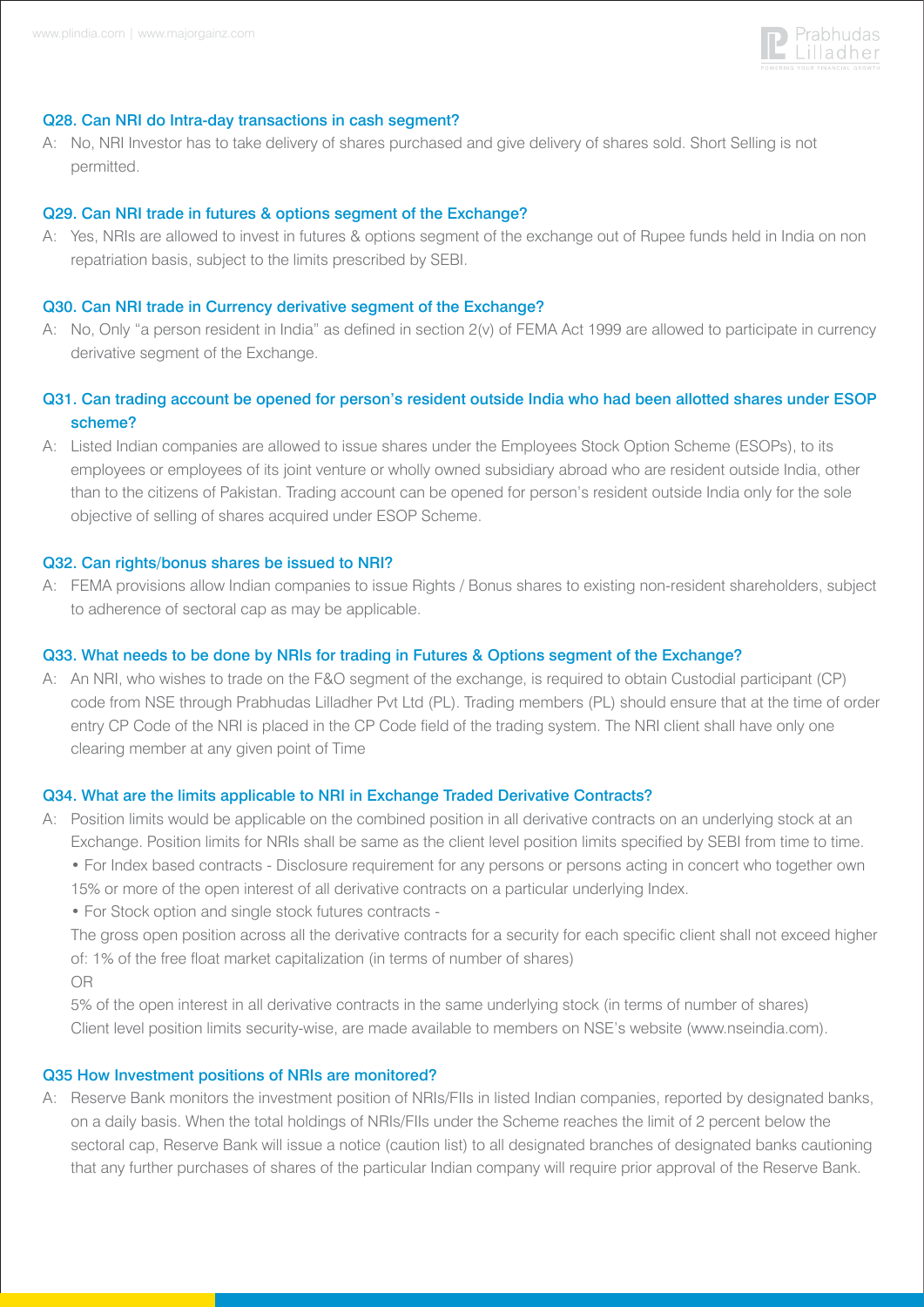### Q28. Can NRI do Intra-day transactions in cash segment?

A: No, NRI Investor has to take delivery of shares purchased and give delivery of shares sold. Short Selling is not permitted.

### Q29. Can NRI trade in futures & options segment of the Exchange?

A: Yes, NRIs are allowed to invest in futures & options segment of the exchange out of Rupee funds held in India on non repatriation basis, subject to the limits prescribed by SEBI.

### Q30. Can NRI trade in Currency derivative segment of the Exchange?

A: No, Only "a person resident in India" as defined in section 2(v) of FEMA Act 1999 are allowed to participate in currency derivative segment of the Exchange.

### Q31. Can trading account be opened for person's resident outside India who had been allotted shares under ESOP scheme?

A: Listed Indian companies are allowed to issue shares under the Employees Stock Option Scheme (ESOPs), to its employees or employees of its joint venture or wholly owned subsidiary abroad who are resident outside India, other than to the citizens of Pakistan. Trading account can be opened for person's resident outside India only for the sole objective of selling of shares acquired under ESOP Scheme.

### Q32. Can rights/bonus shares be issued to NRI?

A: FEMA provisions allow Indian companies to issue Rights / Bonus shares to existing non-resident shareholders, subject to adherence of sectoral cap as may be applicable.

### Q33. What needs to be done by NRIs for trading in Futures & Options segment of the Exchange?

A: An NRI, who wishes to trade on the F&O segment of the exchange, is required to obtain Custodial participant (CP) code from NSE through Prabhudas Lilladher Pvt Ltd (PL). Trading members (PL) should ensure that at the time of order entry CP Code of the NRI is placed in the CP Code field of the trading system. The NRI client shall have only one clearing member at any given point of Time

### Q34. What are the limits applicable to NRI in Exchange Traded Derivative Contracts?

A: Position limits would be applicable on the combined position in all derivative contracts on an underlying stock at an Exchange. Position limits for NRIs shall be same as the client level position limits specified by SEBI from time to time.

- For Index based contracts - Disclosure requirement for any persons or persons acting in concert who together own 15% or more of the open interest of all derivative contracts on a particular underlying Index.
- For Stock option and single stock futures contracts -

The gross open position across all the derivative contracts for a security for each specific client shall not exceed higher of: 1% of the free float market capitalization (in terms of number of shares)

OR

5% of the open interest in all derivative contracts in the same underlying stock (in terms of number of shares)

Client level position limits security-wise, are made available to members on NSE's website (www.nseindia.com).

### Q35 How Investment positions of NRIs are monitored?

A: Reserve Bank monitors the investment position of NRIs/FIIs in listed Indian companies, reported by designated banks, on a daily basis. When the total holdings of NRIs/FIIs under the Scheme reaches the limit of 2 percent below the sectoral cap, Reserve Bank will issue a notice (caution list) to all designated branches of designated banks cautioning that any further purchases of shares of the particular Indian company will require prior approval of the Reserve Bank.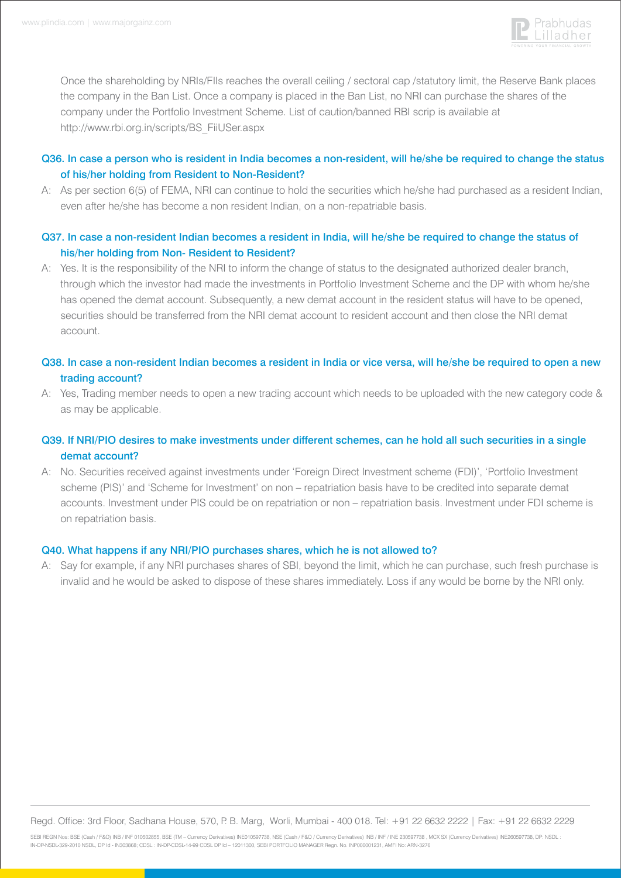Once the shareholding by NRIs/FIIs reaches the overall ceiling / sectoral cap /statutory limit, the Reserve Bank places the company in the Ban List. Once a company is placed in the Ban List, no NRI can purchase the shares of the company under the Portfolio Investment Scheme. List of caution/banned RBI scrip is available at http://www.rbi.org.in/scripts/BS_FiiUSer.aspx

### Q36. In case a person who is resident in India becomes a non-resident, will he/she be required to change the status of his/her holding from Resident to Non-Resident?

A: As per section 6(5) of FEMA, NRI can continue to hold the securities which he/she had purchased as a resident Indian, even after he/she has become a non resident Indian, on a non-repatriable basis.

### Q37. In case a non-resident Indian becomes a resident in India, will he/she be required to change the status of his/her holding from Non- Resident to Resident?

A: Yes. It is the responsibility of the NRI to inform the change of status to the designated authorized dealer branch, through which the investor had made the investments in Portfolio Investment Scheme and the DP with whom he/she has opened the demat account. Subsequently, a new demat account in the resident status will have to be opened, securities should be transferred from the NRI demat account to resident account and then close the NRI demat account.

### Q38. In case a non-resident Indian becomes a resident in India or vice versa, will he/she be required to open a new trading account?

A: Yes, Trading member needs to open a new trading account which needs to be uploaded with the new category code & as may be applicable.

### Q39. If NRI/PIO desires to make investments under different schemes, can he hold all such securities in a single demat account?

A: No. Securities received against investments under 'Foreign Direct Investment scheme (FDI)', 'Portfolio Investment scheme (PIS)' and 'Scheme for Investment' on non – repatriation basis have to be credited into separate demat accounts. Investment under PIS could be on repatriation or non – repatriation basis. Investment under FDI scheme is on repatriation basis.

### Q40. What happens if any NRI/PIO purchases shares, which he is not allowed to?

A: Say for example, if any NRI purchases shares of SBI, beyond the limit, which he can purchase, such fresh purchase is invalid and he would be asked to dispose of these shares immediately. Loss if any would be borne by the NRI only.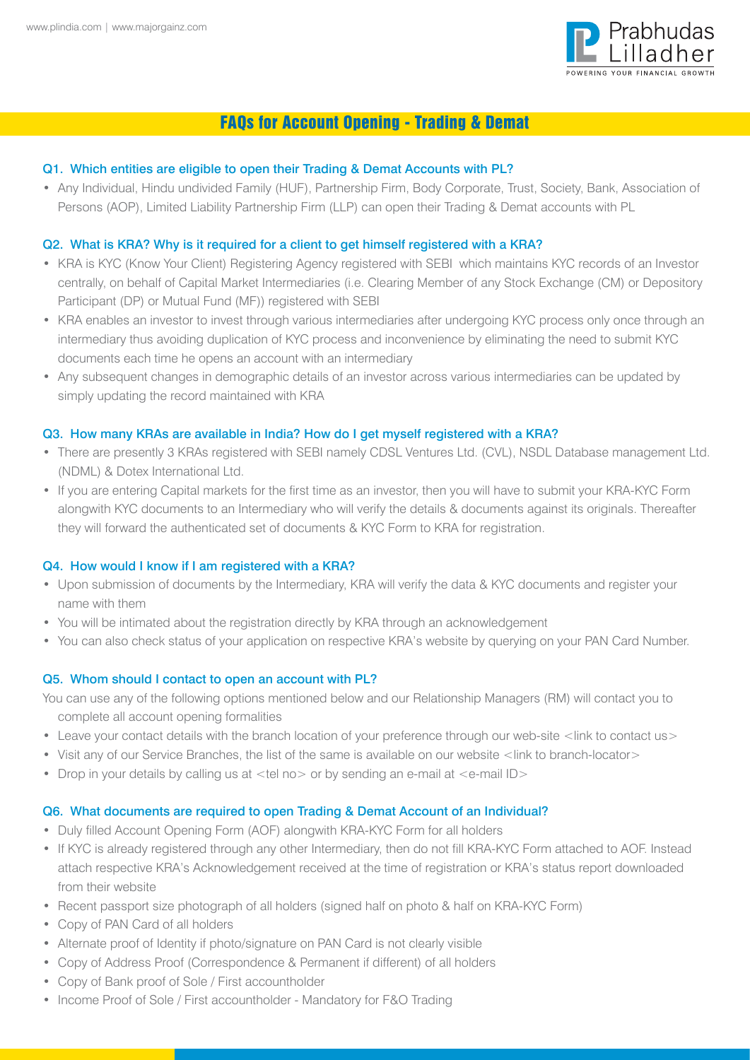# FAQs for Account Opening - Trading & Demat

### Q1. Which entities are eligible to open their Trading & Demat Accounts with PL?

- Any Individual, Hindu undivided Family (HUF), Partnership Firm, Body Corporate, Trust, Society, Bank, Association of Persons (AOP), Limited Liability Partnership Firm (LLP) can open their Trading & Demat accounts with PL

### Q2. What is KRA? Why is it required for a client to get himself registered with a KRA?

- KRA is KYC (Know Your Client) Registering Agency registered with SEBI which maintains KYC records of an Investor centrally, on behalf of Capital Market Intermediaries (i.e. Clearing Member of any Stock Exchange (CM) or Depository Participant (DP) or Mutual Fund (MF)) registered with SEBI
- KRA enables an investor to invest through various intermediaries after undergoing KYC process only once through an intermediary thus avoiding duplication of KYC process and inconvenience by eliminating the need to submit KYC documents each time he opens an account with an intermediary
- Any subsequent changes in demographic details of an investor across various intermediaries can be updated by simply updating the record maintained with KRA

### Q3. How many KRAs are available in India? How do I get myself registered with a KRA?

- There are presently 3 KRAs registered with SEBI namely CDSL Ventures Ltd. (CVL), NSDL Database management Ltd. (NDML) & Dotex International Ltd.
- If you are entering Capital markets for the first time as an investor, then you will have to submit your KRA-KYC Form alongwith KYC documents to an Intermediary who will verify the details & documents against its originals. Thereafter they will forward the authenticated set of documents & KYC Form to KRA for registration.

### Q4. How would I know if I am registered with a KRA?

- Upon submission of documents by the Intermediary, KRA will verify the data & KYC documents and register your name with them
- You will be intimated about the registration directly by KRA through an acknowledgement
- You can also check status of your application on respective KRA's website by querying on your PAN Card Number.

### Q5. Whom should I contact to open an account with PL?

You can use any of the following options mentioned below and our Relationship Managers (RM) will contact you to complete all account opening formalities

- Leave your contact details with the branch location of your preference through our web-site <link to contact us>
- Visit any of our Service Branches, the list of the same is available on our website <link to branch-locator>
- Drop in your details by calling us at <tel no> or by sending an e-mail at <e-mail ID>

### Q6. What documents are required to open Trading & Demat Account of an Individual?

- Duly filled Account Opening Form (AOF) alongwith KRA-KYC Form for all holders
- If KYC is already registered through any other Intermediary, then do not fill KRA-KYC Form attached to AOF. Instead attach respective KRA's Acknowledgement received at the time of registration or KRA's status report downloaded from their website
- Recent passport size photograph of all holders (signed half on photo & half on KRA-KYC Form)
- Copy of PAN Card of all holders
- Alternate proof of Identity if photo/signature on PAN Card is not clearly visible
- Copy of Address Proof (Correspondence & Permanent if different) of all holders
- Copy of Bank proof of Sole / First accountholder
- Income Proof of Sole / First accountholder - Mandatory for F&O Trading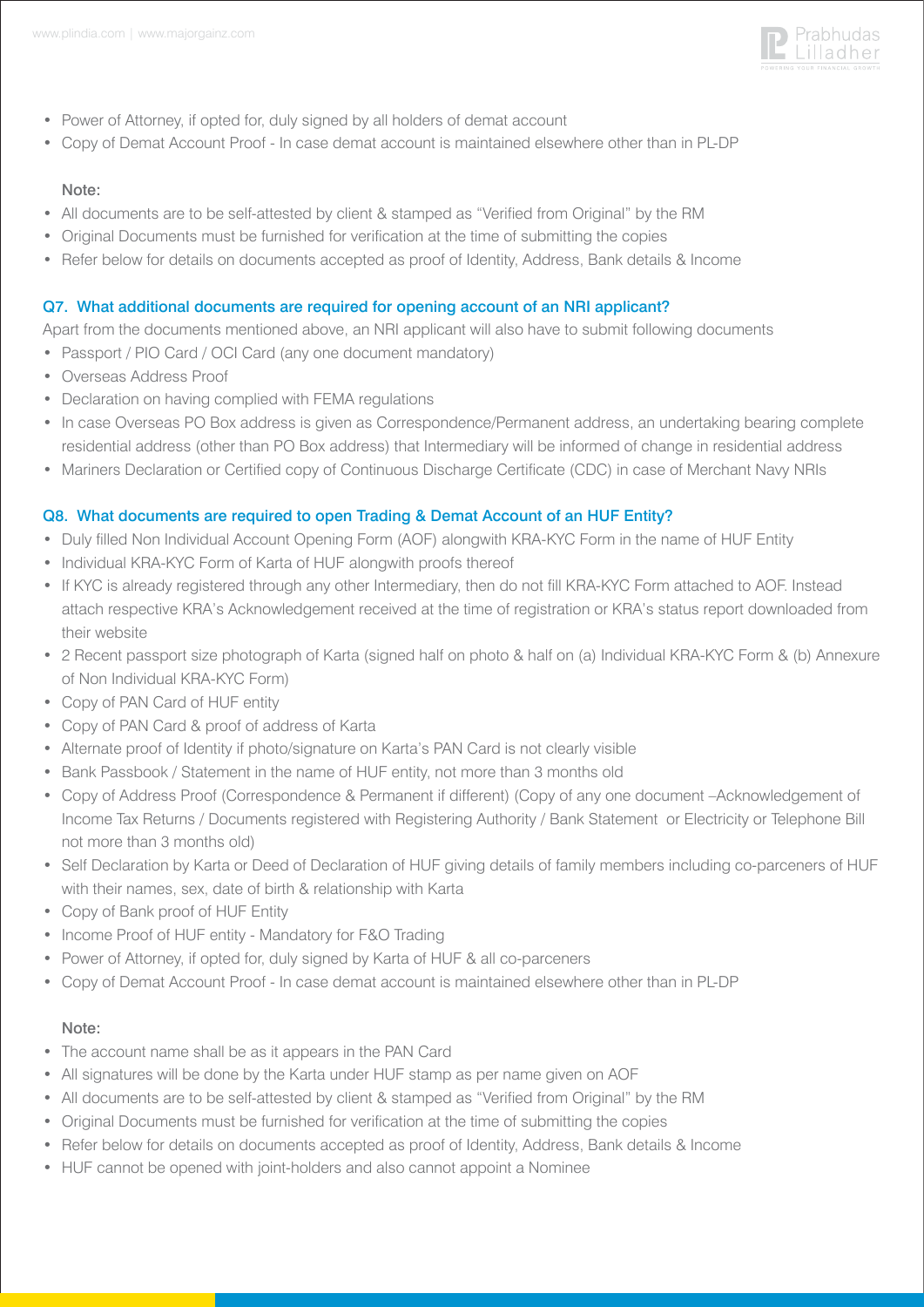- Power of Attorney, if opted for, duly signed by all holders of demat account
- Copy of Demat Account Proof - In case demat account is maintained elsewhere other than in PL-DP

**Note:**

- All documents are to be self-attested by client & stamped as "Verified from Original" by the RM
- Original Documents must be furnished for verification at the time of submitting the copies
- Refer below for details on documents accepted as proof of Identity, Address, Bank details & Income

### Q7. What additional documents are required for opening account of an NRI applicant?

Apart from the documents mentioned above, an NRI applicant will also have to submit following documents

- Passport / PIO Card / OCI Card (any one document mandatory)
- Overseas Address Proof
- Declaration on having complied with FEMA regulations
- In case Overseas PO Box address is given as Correspondence/Permanent address, an undertaking bearing complete residential address (other than PO Box address) that Intermediary will be informed of change in residential address
- Mariners Declaration or Certified copy of Continuous Discharge Certificate (CDC) in case of Merchant Navy NRIs

### Q8. What documents are required to open Trading & Demat Account of an HUF Entity?

- Duly filled Non Individual Account Opening Form (AOF) alongwith KRA-KYC Form in the name of HUF Entity
- Individual KRA-KYC Form of Karta of HUF alongwith proofs thereof
- If KYC is already registered through any other Intermediary, then do not fill KRA-KYC Form attached to AOF. Instead attach respective KRA's Acknowledgement received at the time of registration or KRA's status report downloaded from their website
- 2 Recent passport size photograph of Karta (signed half on photo & half on (a) Individual KRA-KYC Form & (b) Annexure of Non Individual KRA-KYC Form)
- Copy of PAN Card of HUF entity
- Copy of PAN Card & proof of address of Karta
- Alternate proof of Identity if photo/signature on Karta's PAN Card is not clearly visible
- Bank Passbook / Statement in the name of HUF entity, not more than 3 months old
- Copy of Address Proof (Correspondence & Permanent if different) (Copy of any one document –Acknowledgement of Income Tax Returns / Documents registered with Registering Authority / Bank Statement or Electricity or Telephone Bill not more than 3 months old)
- Self Declaration by Karta or Deed of Declaration of HUF giving details of family members including co-parceners of HUF with their names, sex, date of birth & relationship with Karta
- Copy of Bank proof of HUF Entity
- Income Proof of HUF entity - Mandatory for F&O Trading
- Power of Attorney, if opted for, duly signed by Karta of HUF & all co-parceners
- Copy of Demat Account Proof - In case demat account is maintained elsewhere other than in PL-DP

**Note:**

- The account name shall be as it appears in the PAN Card
- All signatures will be done by the Karta under HUF stamp as per name given on AOF
- All documents are to be self-attested by client & stamped as "Verified from Original" by the RM
- Original Documents must be furnished for verification at the time of submitting the copies
- Refer below for details on documents accepted as proof of Identity, Address, Bank details & Income
- HUF cannot be opened with joint-holders and also cannot appoint a Nominee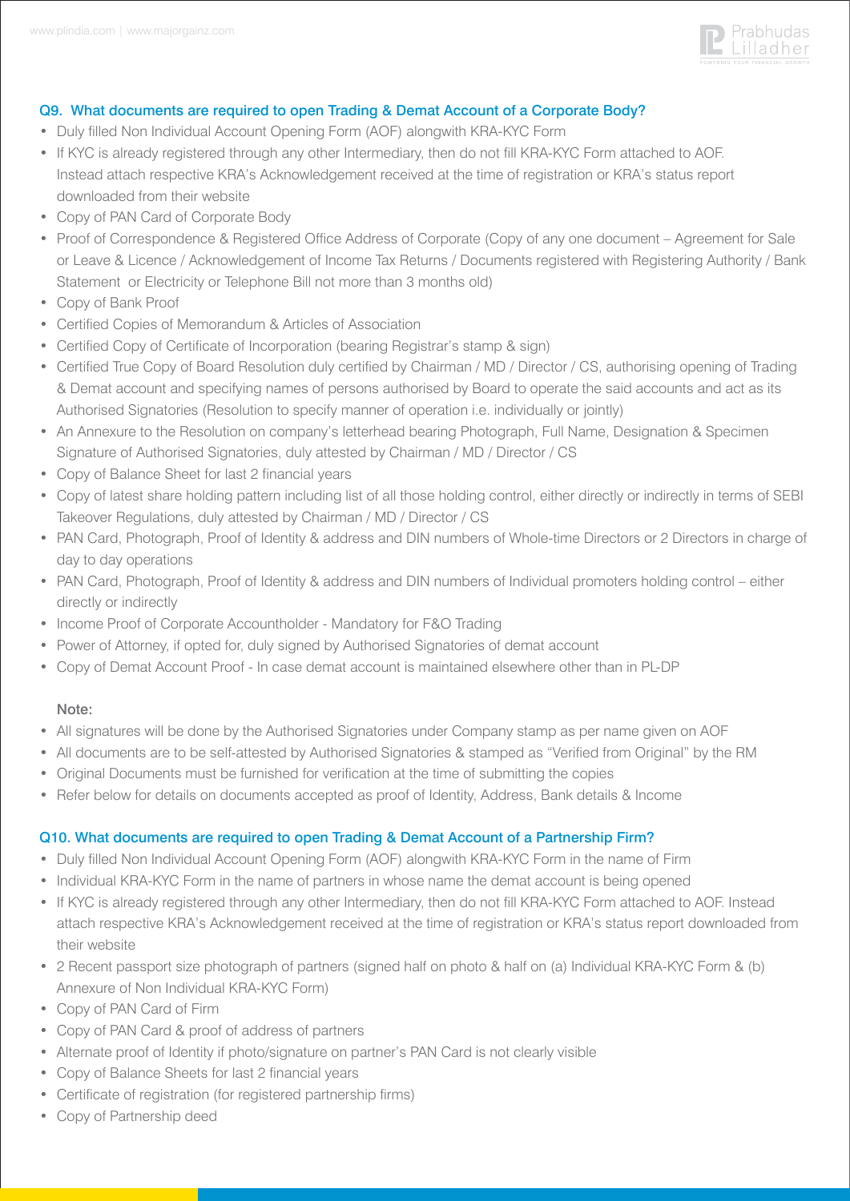### Q9. What documents are required to open Trading & Demat Account of a Corporate Body?

- Duly filled Non Individual Account Opening Form (AOF) alongwith KRA-KYC Form
- If KYC is already registered through any other Intermediary, then do not fill KRA-KYC Form attached to AOF. Instead attach respective KRA's Acknowledgement received at the time of registration or KRA's status report downloaded from their website
- Copy of PAN Card of Corporate Body
- Proof of Correspondence & Registered Office Address of Corporate (Copy of any one document – Agreement for Sale or Leave & Licence / Acknowledgement of Income Tax Returns / Documents registered with Registering Authority / Bank Statement or Electricity or Telephone Bill not more than 3 months old)
- Copy of Bank Proof
- Certified Copies of Memorandum & Articles of Association
- Certified Copy of Certificate of Incorporation (bearing Registrar's stamp & sign)
- Certified True Copy of Board Resolution duly certified by Chairman / MD / Director / CS, authorising opening of Trading & Demat account and specifying names of persons authorised by Board to operate the said accounts and act as its Authorised Signatories (Resolution to specify manner of operation i.e. individually or jointly)
- An Annexure to the Resolution on company's letterhead bearing Photograph, Full Name, Designation & Specimen Signature of Authorised Signatories, duly attested by Chairman / MD / Director / CS
- Copy of Balance Sheet for last 2 financial years
- Copy of latest share holding pattern including list of all those holding control, either directly or indirectly in terms of SEBI Takeover Regulations, duly attested by Chairman / MD / Director / CS
- PAN Card, Photograph, Proof of Identity & address and DIN numbers of Whole-time Directors or 2 Directors in charge of day to day operations
- PAN Card, Photograph, Proof of Identity & address and DIN numbers of Individual promoters holding control – either directly or indirectly
- Income Proof of Corporate Accountholder - Mandatory for F&O Trading
- Power of Attorney, if opted for, duly signed by Authorised Signatories of demat account
- Copy of Demat Account Proof - In case demat account is maintained elsewhere other than in PL-DP

**Note:**

- All signatures will be done by the Authorised Signatories under Company stamp as per name given on AOF
- All documents are to be self-attested by Authorised Signatories & stamped as "Verified from Original" by the RM
- Original Documents must be furnished for verification at the time of submitting the copies
- Refer below for details on documents accepted as proof of Identity, Address, Bank details & Income

### Q10. What documents are required to open Trading & Demat Account of a Partnership Firm?

- Duly filled Non Individual Account Opening Form (AOF) alongwith KRA-KYC Form in the name of Firm
- Individual KRA-KYC Form in the name of partners in whose name the demat account is being opened
- If KYC is already registered through any other Intermediary, then do not fill KRA-KYC Form attached to AOF. Instead attach respective KRA's Acknowledgement received at the time of registration or KRA's status report downloaded from their website
- 2 Recent passport size photograph of partners (signed half on photo & half on (a) Individual KRA-KYC Form & (b) Annexure of Non Individual KRA-KYC Form)
- Copy of PAN Card of Firm
- Copy of PAN Card & proof of address of partners
- Alternate proof of Identity if photo/signature on partner's PAN Card is not clearly visible
- Copy of Balance Sheets for last 2 financial years
- Certificate of registration (for registered partnership firms)
- Copy of Partnership deed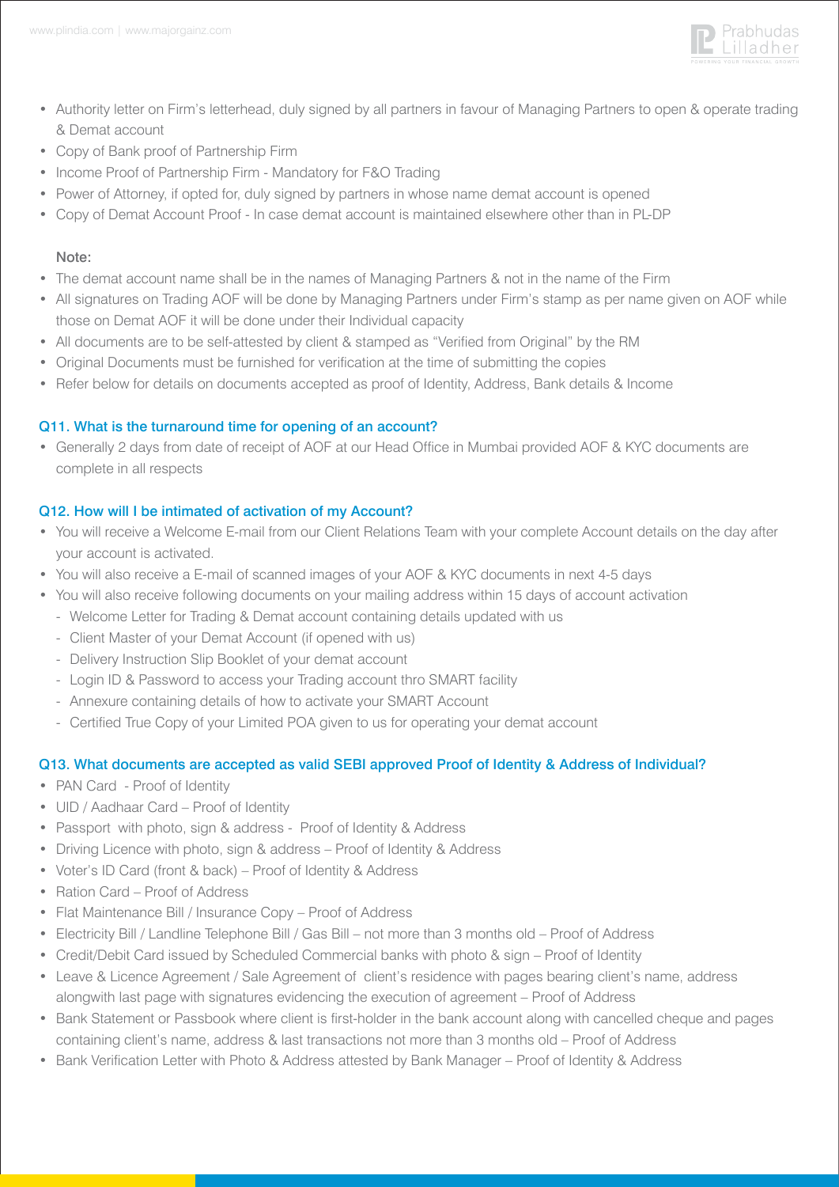- Authority letter on Firm's letterhead, duly signed by all partners in favour of Managing Partners to open & operate trading & Demat account
- Copy of Bank proof of Partnership Firm
- Income Proof of Partnership Firm - Mandatory for F&O Trading
- Power of Attorney, if opted for, duly signed by partners in whose name demat account is opened
- Copy of Demat Account Proof - In case demat account is maintained elsewhere other than in PL-DP

Note:

- The demat account name shall be in the names of Managing Partners & not in the name of the Firm
- All signatures on Trading AOF will be done by Managing Partners under Firm's stamp as per name given on AOF while those on Demat AOF it will be done under their Individual capacity
- All documents are to be self-attested by client & stamped as "Verified from Original" by the RM
- Original Documents must be furnished for verification at the time of submitting the copies
- Refer below for details on documents accepted as proof of Identity, Address, Bank details & Income

### Q11. What is the turnaround time for opening of an account?

- Generally 2 days from date of receipt of AOF at our Head Office in Mumbai provided AOF & KYC documents are complete in all respects

### Q12. How will I be intimated of activation of my Account?

- You will receive a Welcome E-mail from our Client Relations Team with your complete Account details on the day after your account is activated.
- You will also receive a E-mail of scanned images of your AOF & KYC documents in next 4-5 days
- You will also receive following documents on your mailing address within 15 days of account activation
  - Welcome Letter for Trading & Demat account containing details updated with us
  - Client Master of your Demat Account (if opened with us)
  - Delivery Instruction Slip Booklet of your demat account
  - Login ID & Password to access your Trading account thro SMART facility
  - Annexure containing details of how to activate your SMART Account
  - Certified True Copy of your Limited POA given to us for operating your demat account

### Q13. What documents are accepted as valid SEBI approved Proof of Identity & Address of Individual?

- PAN Card - Proof of Identity
- UID / Aadhaar Card – Proof of Identity
- Passport with photo, sign & address - Proof of Identity & Address
- Driving Licence with photo, sign & address – Proof of Identity & Address
- Voter's ID Card (front & back) – Proof of Identity & Address
- Ration Card – Proof of Address
- Flat Maintenance Bill / Insurance Copy – Proof of Address
- Electricity Bill / Landline Telephone Bill / Gas Bill – not more than 3 months old – Proof of Address
- Credit/Debit Card issued by Scheduled Commercial banks with photo & sign – Proof of Identity
- Leave & Licence Agreement / Sale Agreement of client's residence with pages bearing client's name, address alongwith last page with signatures evidencing the execution of agreement – Proof of Address
- Bank Statement or Passbook where client is first-holder in the bank account along with cancelled cheque and pages containing client's name, address & last transactions not more than 3 months old – Proof of Address
- Bank Verification Letter with Photo & Address attested by Bank Manager – Proof of Identity & Address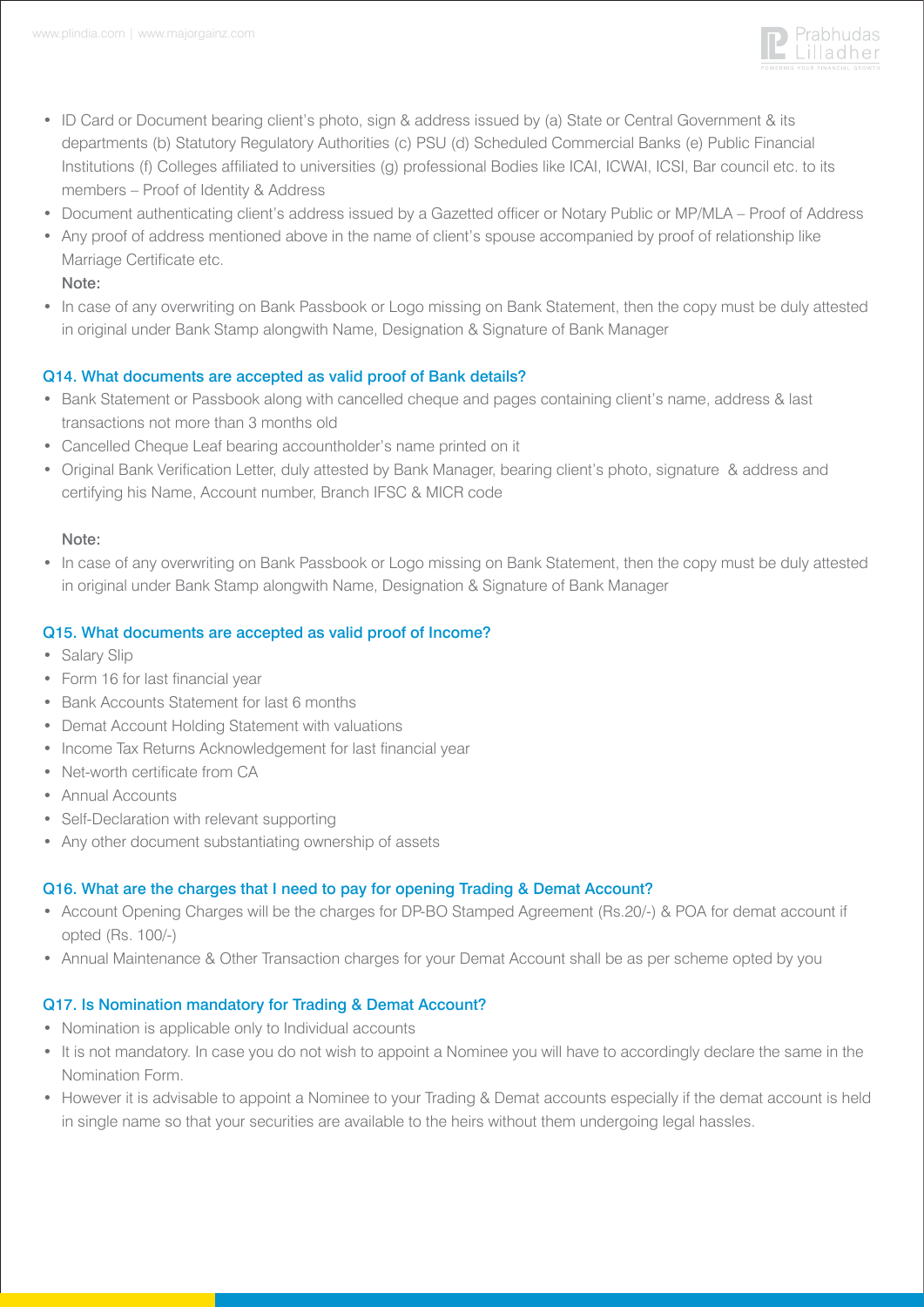- ID Card or Document bearing client's photo, sign & address issued by (a) State or Central Government & its departments (b) Statutory Regulatory Authorities (c) PSU (d) Scheduled Commercial Banks (e) Public Financial Institutions (f) Colleges affiliated to universities (g) professional Bodies like ICAI, ICWAI, ICSI, Bar council etc. to its members – Proof of Identity & Address
- Document authenticating client's address issued by a Gazetted officer or Notary Public or MP/MLA – Proof of Address
- Any proof of address mentioned above in the name of client's spouse accompanied by proof of relationship like Marriage Certificate etc.

**Note:**

- In case of any overwriting on Bank Passbook or Logo missing on Bank Statement, then the copy must be duly attested in original under Bank Stamp alongwith Name, Designation & Signature of Bank Manager

### Q14. What documents are accepted as valid proof of Bank details?

- Bank Statement or Passbook along with cancelled cheque and pages containing client's name, address & last transactions not more than 3 months old
- Cancelled Cheque Leaf bearing accountholder's name printed on it
- Original Bank Verification Letter, duly attested by Bank Manager, bearing client's photo, signature & address and certifying his Name, Account number, Branch IFSC & MICR code

**Note:**

- In case of any overwriting on Bank Passbook or Logo missing on Bank Statement, then the copy must be duly attested in original under Bank Stamp alongwith Name, Designation & Signature of Bank Manager

### Q15. What documents are accepted as valid proof of Income?

- Salary Slip
- Form 16 for last financial year
- Bank Accounts Statement for last 6 months
- Demat Account Holding Statement with valuations
- Income Tax Returns Acknowledgement for last financial year
- Net-worth certificate from CA
- Annual Accounts
- Self-Declaration with relevant supporting
- Any other document substantiating ownership of assets

### Q16. What are the charges that I need to pay for opening Trading & Demat Account?

- Account Opening Charges will be the charges for DP-BO Stamped Agreement (Rs.20/-) & POA for demat account if opted (Rs. 100/-)
- Annual Maintenance & Other Transaction charges for your Demat Account shall be as per scheme opted by you

### Q17. Is Nomination mandatory for Trading & Demat Account?

- Nomination is applicable only to Individual accounts
- It is not mandatory. In case you do not wish to appoint a Nominee you will have to accordingly declare the same in the Nomination Form.
- However it is advisable to appoint a Nominee to your Trading & Demat accounts especially if the demat account is held in single name so that your securities are available to the heirs without them undergoing legal hassles.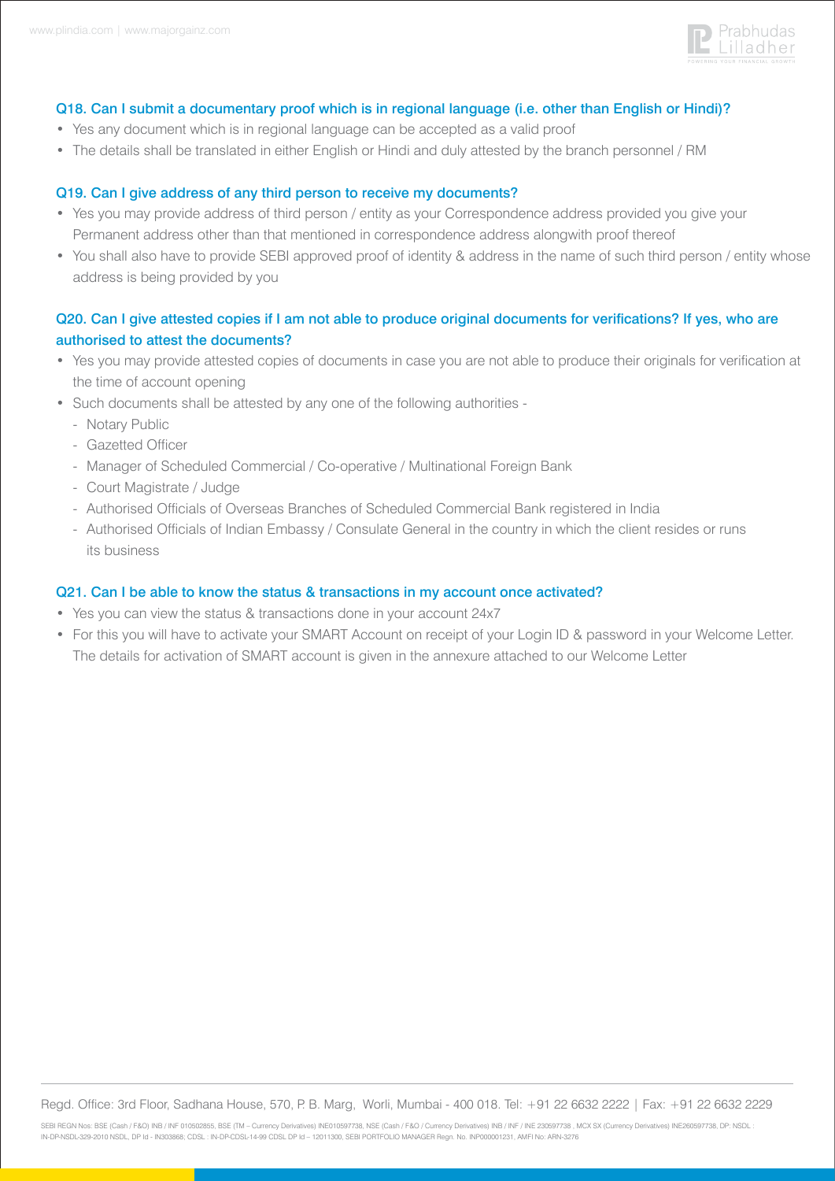### Q18. Can I submit a documentary proof which is in regional language (i.e. other than English or Hindi)?

- Yes any document which is in regional language can be accepted as a valid proof
- The details shall be translated in either English or Hindi and duly attested by the branch personnel / RM

### Q19. Can I give address of any third person to receive my documents?

- Yes you may provide address of third person / entity as your Correspondence address provided you give your Permanent address other than that mentioned in correspondence address alongwith proof thereof
- You shall also have to provide SEBI approved proof of identity & address in the name of such third person / entity whose address is being provided by you

### Q20. Can I give attested copies if I am not able to produce original documents for verifications? If yes, who are authorised to attest the documents?

- Yes you may provide attested copies of documents in case you are not able to produce their originals for verification at the time of account opening
- Such documents shall be attested by any one of the following authorities -
  - Notary Public
  - Gazetted Officer
  - Manager of Scheduled Commercial / Co-operative / Multinational Foreign Bank
  - Court Magistrate / Judge
  - Authorised Officials of Overseas Branches of Scheduled Commercial Bank registered in India
  - Authorised Officials of Indian Embassy / Consulate General in the country in which the client resides or runs its business

### Q21. Can I be able to know the status & transactions in my account once activated?

- Yes you can view the status & transactions done in your account 24x7
- For this you will have to activate your SMART Account on receipt of your Login ID & password in your Welcome Letter. The details for activation of SMART account is given in the annexure attached to our Welcome Letter